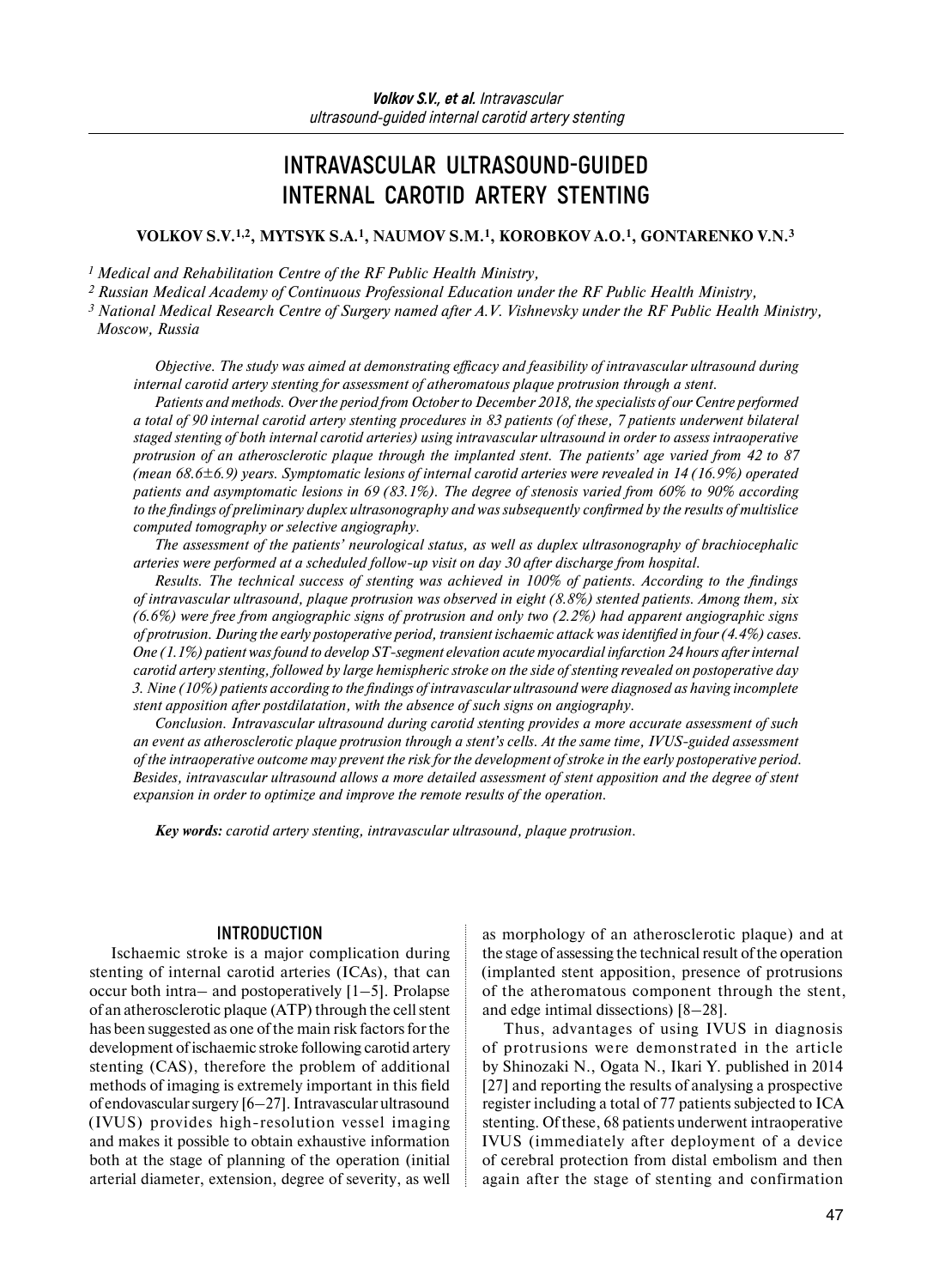# INTRAVASCULAR ULTRASOUND-GUIDED INTERNAL CAROTID ARTERY STENTING

**VOLKOV S.V.[1,2], MYTSYK S.A.[1], NAUMOV S.M.[1], KOROBKOV A.O.[1], GONTARENKO V.N.[3]**

*[1] Medical and Rehabilitation Centre of the RF Public Health Ministry,*

*[2] Russian Medical Academy of Continuous Professional Education under the RF Public Health Ministry,*

*[3] National Medical Research Centre of Surgery named after A.V. Vishnevsky under the RF Public Health Ministry, Moscow, Russia*

*Objective. The study was aimed at demonstrating efficacy and feasibility of intravascular ultrasound during internal carotid artery stenting for assessment of atheromatous plaque protrusion through a stent.*

*Patients and methods. Over the period from October to December 2018, the specialists of our Centre performed a total of 90 internal carotid artery stenting procedures in 83 patients (of these, 7 patients underwent bilateral staged stenting of both internal carotid arteries) using intravascular ultrasound in order to assess intraoperative protrusion of an atherosclerotic plaque through the implanted stent. The patients' age varied from 42 to 87 (mean 68.6±6.9) years. Symptomatic lesions of internal carotid arteries were revealed in 14 (16.9%) operated patients and asymptomatic lesions in 69 (83.1%). The degree of stenosis varied from 60% to 90% according to the findings of preliminary duplex ultrasonography and was subsequently confirmed by the results of multislice computed tomography or selective angiography.*

*The assessment of the patients' neurological status, as well as duplex ultrasonography of brachiocephalic arteries were performed at a scheduled follow-up visit on day 30 after discharge from hospital.*

*Results. The technical success of stenting was achieved in 100% of patients. According to the findings of intravascular ultrasound, plaque protrusion was observed in eight (8.8%) stented patients. Among them, six (6.6%) were free from angiographic signs of protrusion and only two (2.2%) had apparent angiographic signs of protrusion. During the early postoperative period, transient ischaemic attack was identified in four (4.4%) cases. One (1.1%) patient was found to develop ST-segment elevation acute myocardial infarction 24 hours after internal carotid artery stenting, followed by large hemispheric stroke on the side of stenting revealed on postoperative day 3. Nine (10%) patients according to the findings of intravascular ultrasound were diagnosed as having incomplete stent apposition after postdilatation, with the absence of such signs on angiography.*

*Conclusion. Intravascular ultrasound during carotid stenting provides a more accurate assessment of such an event as atherosclerotic plaque protrusion through a stent's cells. At the same time, IVUS-guided assessment of the intraoperative outcome may prevent the risk for the development of stroke in the early postoperative period. Besides, intravascular ultrasound allows a more detailed assessment of stent apposition and the degree of stent expansion in order to optimize and improve the remote results of the operation.*

***Key words:** carotid artery stenting, intravascular ultrasound, plaque protrusion.*

## INTRODUCTION

Ischaemic stroke is a major complication during stenting of internal carotid arteries (ICAs), that can occur both intra– and postoperatively [1–5]. Prolapse of an atherosclerotic plaque (ATP) through the cell stent has been suggested as one of the main risk factors for the development of ischaemic stroke following carotid artery stenting (CAS), therefore the problem of additional methods of imaging is extremely important in this field of endovascular surgery [6–27]. Intravascular ultrasound (IVUS) provides high-resolution vessel imaging and makes it possible to obtain exhaustive information both at the stage of planning of the operation (initial arterial diameter, extension, degree of severity, as well as morphology of an atherosclerotic plaque) and at the stage of assessing the technical result of the operation (implanted stent apposition, presence of protrusions of the atheromatous component through the stent, and edge intimal dissections) [8–28].

Thus, advantages of using IVUS in diagnosis of protrusions were demonstrated in the article by Shinozaki N., Ogata N., Ikari Y. published in 2014 [27] and reporting the results of analysing a prospective register including a total of 77 patients subjected to ICA stenting. Of these, 68 patients underwent intraoperative IVUS (immediately after deployment of a device of cerebral protection from distal embolism and then again after the stage of stenting and confirmation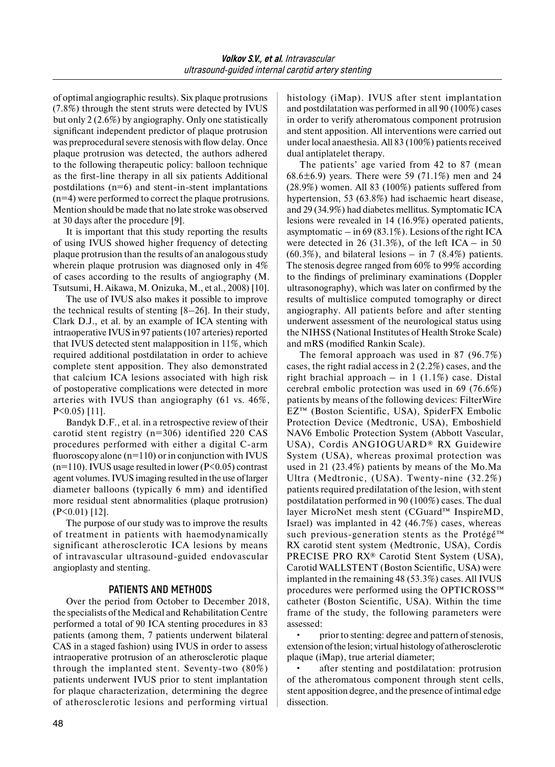of optimal angiographic results). Six plaque protrusions (7.8%) through the stent struts were detected by IVUS but only 2 (2.6%) by angiography. Only one statistically significant independent predictor of plaque protrusion was preprocedural severe stenosis with flow delay. Once plaque protrusion was detected, the authors adhered to the following therapeutic policy: balloon technique as the first-line therapy in all six patients Additional postdilations (n=6) and stent-in-stent implantations (n=4) were performed to correct the plaque protrusions. Mention should be made that no late stroke was observed at 30 days after the procedure [9].

It is important that this study reporting the results of using IVUS showed higher frequency of detecting plaque protrusion than the results of an analogous study wherein plaque protrusion was diagnosed only in 4% of cases according to the results of angiography (M. Tsutsumi, H. Aikawa, M. Onizuka, M., et al., 2008) [10].

The use of IVUS also makes it possible to improve the technical results of stenting [8–26]. In their study, Clark D.J., et al. by an example of ICA stenting with intraoperative IVUS in 97 patients (107 arteries) reported that IVUS detected stent malapposition in 11%, which required additional postdilatation in order to achieve complete stent apposition. They also demonstrated that calcium ICA lesions associated with high risk of postoperative complications were detected in more arteries with IVUS than angiography (61 vs. 46%, $P<0.05$) [11].

Bandyk D.F., et al. in a retrospective review of their carotid stent registry (n=306) identified 220 CAS procedures performed with either a digital C-arm fluoroscopy alone (n=110) or in conjunction with IVUS (n=110). IVUS usage resulted in lower ($P<0.05$) contrast agent volumes. IVUS imaging resulted in the use of larger diameter balloons (typically 6 mm) and identified more residual stent abnormalities (plaque protrusion) ($P<0.01$) [12].

The purpose of our study was to improve the results of treatment in patients with haemodynamically significant atherosclerotic ICA lesions by means of intravascular ultrasound-guided endovascular angioplasty and stenting.

## PATIENTS AND METHODS

Over the period from October to December 2018, the specialists of the Medical and Rehabilitation Centre performed a total of 90 ICA stenting procedures in 83 patients (among them, 7 patients underwent bilateral CAS in a staged fashion) using IVUS in order to assess intraoperative protrusion of an atherosclerotic plaque through the implanted stent. Seventy-two (80%) patients underwent IVUS prior to stent implantation for plaque characterization, determining the degree of atherosclerotic lesions and performing virtual histology (iMap). IVUS after stent implantation and postdilatation was performed in all 90 (100%) cases in order to verify atheromatous component protrusion and stent apposition. All interventions were carried out under local anaesthesia. All 83 (100%) patients received dual antiplatelet therapy.

The patients' age varied from 42 to 87 (mean 68.6±6.9) years. There were 59 (71.1%) men and 24 (28.9%) women. All 83 (100%) patients suffered from hypertension, 53 (63.8%) had ischaemic heart disease, and 29 (34.9%) had diabetes mellitus. Symptomatic ICA lesions were revealed in 14 (16.9%) operated patients, asymptomatic – in 69 (83.1%). Lesions of the right ICA were detected in 26 (31.3%), of the left ICA – in 50 (60.3%), and bilateral lesions – in 7 (8.4%) patients. The stenosis degree ranged from 60% to 99% according to the findings of preliminary examinations (Doppler ultrasonography), which was later on confirmed by the results of multislice computed tomography or direct angiography. All patients before and after stenting underwent assessment of the neurological status using the NIHSS (National Institutes of Health Stroke Scale) and mRS (modified Rankin Scale).

The femoral approach was used in 87 (96.7%) cases, the right radial access in 2 (2.2%) cases, and the right brachial approach – in 1 (1.1%) case. Distal cerebral embolic protection was used in 69 (76.6%) patients by means of the following devices: FilterWire EZ™ (Boston Scientific, USA), SpiderFX Embolic Protection Device (Medtronic, USA), Emboshield NAV6 Embolic Protection System (Abbott Vascular, USA), Cordis ANGIOGUARD® RX Guidewire System (USA), whereas proximal protection was used in 21 (23.4%) patients by means of the Mo.Ma Ultra (Medtronic, (USA). Twenty-nine (32.2%) patients required predilatation of the lesion, with stent postdilatation performed in 90 (100%) cases. The dual layer MicroNet mesh stent (CGuard™ InspireMD, Israel) was implanted in 42 (46.7%) cases, whereas such previous-generation stents as the Protégé™ RX carotid stent system (Medtronic, USA), Cordis PRECISE PRO RX® Carotid Stent System (USA), Carotid WALLSTENT (Boston Scientific, USA) were implanted in the remaining 48 (53.3%) cases. All IVUS procedures were performed using the OPTICROSS™ catheter (Boston Scientific, USA). Within the time frame of the study, the following parameters were assessed:

- prior to stenting: degree and pattern of stenosis, extension of the lesion; virtual histology of atherosclerotic plaque (iMap), true arterial diameter;
- after stenting and postdilatation: protrusion of the atheromatous component through stent cells, stent apposition degree, and the presence of intimal edge dissection.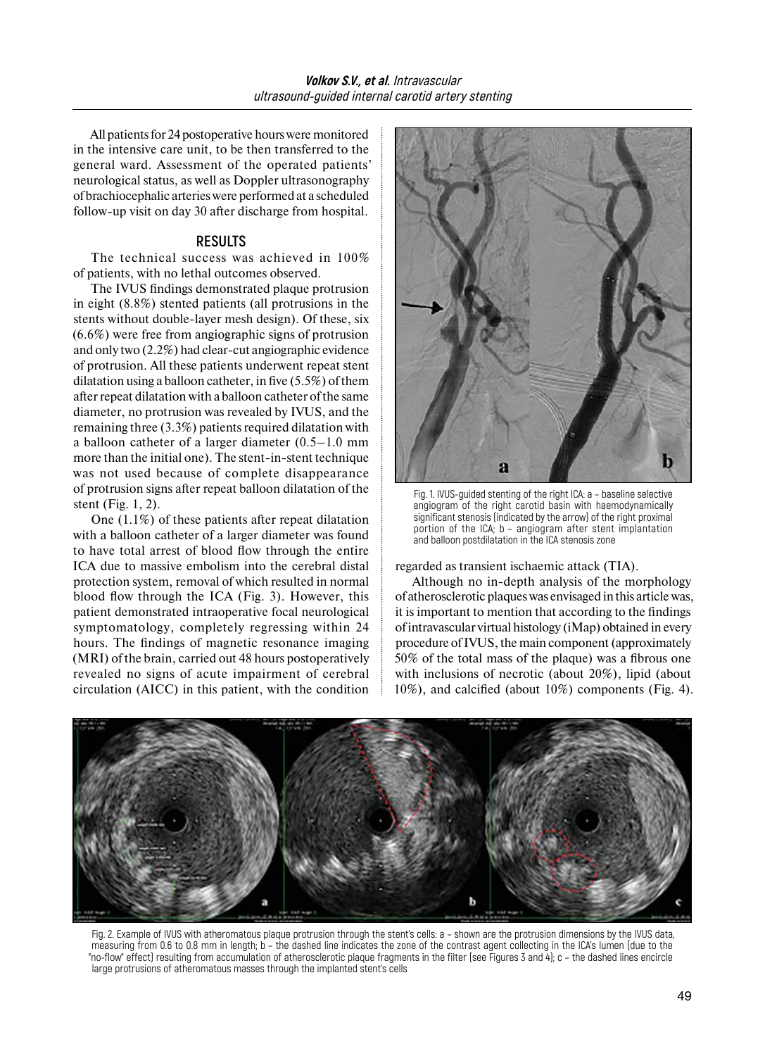All patients for 24 postoperative hours were monitored in the intensive care unit, to be then transferred to the general ward. Assessment of the operated patients' neurological status, as well as Doppler ultrasonography of brachiocephalic arteries were performed at a scheduled follow-up visit on day 30 after discharge from hospital.

## RESULTS

The technical success was achieved in 100% of patients, with no lethal outcomes observed.

The IVUS findings demonstrated plaque protrusion in eight (8.8%) stented patients (all protrusions in the stents without double-layer mesh design). Of these, six (6.6%) were free from angiographic signs of protrusion and only two (2.2%) had clear-cut angiographic evidence of protrusion. All these patients underwent repeat stent dilatation using a balloon catheter, in five (5.5%) of them after repeat dilatation with a balloon catheter of the same diameter, no protrusion was revealed by IVUS, and the remaining three (3.3%) patients required dilatation with a balloon catheter of a larger diameter (0.5–1.0 mm more than the initial one). The stent-in-stent technique was not used because of complete disappearance of protrusion signs after repeat balloon dilatation of the stent (Fig. 1, 2).

One (1.1%) of these patients after repeat dilatation with a balloon catheter of a larger diameter was found to have total arrest of blood flow through the entire ICA due to massive embolism into the cerebral distal protection system, removal of which resulted in normal blood flow through the ICA (Fig. 3). However, this patient demonstrated intraoperative focal neurological symptomatology, completely regressing within 24 hours. The findings of magnetic resonance imaging (MRI) of the brain, carried out 48 hours postoperatively revealed no signs of acute impairment of cerebral circulation (AICC) in this patient, with the condition regarded as transient ischaemic attack (TIA).

Fig. 1. IVUS-guided stenting of the right ICA: a – baseline selective angiogram of the right carotid basin with haemodynamically significant stenosis (indicated by the arrow) of the right proximal portion of the ICA; b – angiogram after stent implantation and balloon postdilatation in the ICA stenosis zone

Although no in-depth analysis of the morphology of atherosclerotic plaques was envisaged in this article was, it is important to mention that according to the findings of intravascular virtual histology (iMap) obtained in every procedure of IVUS, the main component (approximately 50% of the total mass of the plaque) was a fibrous one with inclusions of necrotic (about 20%), lipid (about 10%), and calcified (about 10%) components (Fig. 4).

Fig. 2. Example of IVUS with atheromatous plaque protrusion through the stent's cells: a – shown are the protrusion dimensions by the IVUS data, measuring from 0.6 to 0.8 mm in length; b – the dashed line indicates the zone of the contrast agent collecting in the ICA's lumen (due to the "no-flow" effect) resulting from accumulation of atherosclerotic plaque fragments in the filter (see Figures 3 and 4); c – the dashed lines encircle large protrusions of atheromatous masses through the implanted stent's cells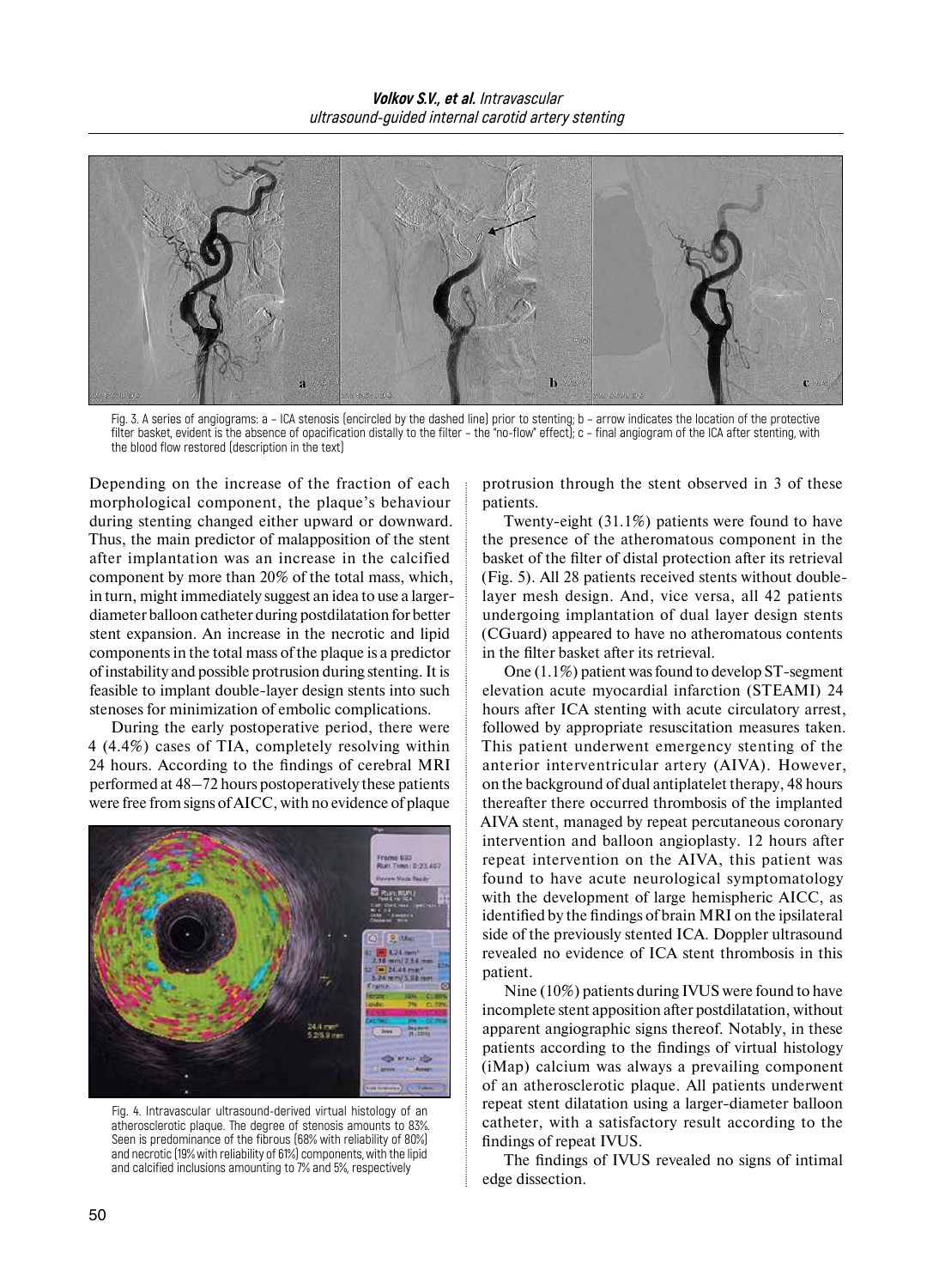Fig. 3. A series of angiograms: a – ICA stenosis (encircled by the dashed line) prior to stenting; b – arrow indicates the location of the protective filter basket, evident is the absence of opacification distally to the filter – the "no-flow" effect); c – final angiogram of the ICA after stenting, with the blood flow restored (description in the text)

Depending on the increase of the fraction of each morphological component, the plaque's behaviour during stenting changed either upward or downward. Thus, the main predictor of malapposition of the stent after implantation was an increase in the calcified component by more than 20% of the total mass, which, in turn, might immediately suggest an idea to use a larger-diameter balloon catheter during postdilatation for better stent expansion. An increase in the necrotic and lipid components in the total mass of the plaque is a predictor of instability and possible protrusion during stenting. It is feasible to implant double-layer design stents into such stenoses for minimization of embolic complications.

During the early postoperative period, there were 4 (4.4%) cases of TIA, completely resolving within 24 hours. According to the findings of cerebral MRI performed at 48–72 hours postoperatively these patients were free from signs of AICC, with no evidence of plaque protrusion through the stent observed in 3 of these patients.

Fig. 4. Intravascular ultrasound-derived virtual histology of an atherosclerotic plaque. The degree of stenosis amounts to 83%. Seen is predominance of the fibrous (68% with reliability of 80%) and necrotic (19% with reliability of 61%) components, with the lipid and calcified inclusions amounting to 7% and 5%, respectively

Twenty-eight (31.1%) patients were found to have the presence of the atheromatous component in the basket of the filter of distal protection after its retrieval (Fig. 5). All 28 patients received stents without double-layer mesh design. And, vice versa, all 42 patients undergoing implantation of dual layer design stents (CGuard) appeared to have no atheromatous contents in the filter basket after its retrieval.

One (1.1%) patient was found to develop ST-segment elevation acute myocardial infarction (STEAMI) 24 hours after ICA stenting with acute circulatory arrest, followed by appropriate resuscitation measures taken. This patient underwent emergency stenting of the anterior interventricular artery (AIVA). However, on the background of dual antiplatelet therapy, 48 hours thereafter there occurred thrombosis of the implanted AIVA stent, managed by repeat percutaneous coronary intervention and balloon angioplasty. 12 hours after repeat intervention on the AIVA, this patient was found to have acute neurological symptomatology with the development of large hemispheric AICC, as identified by the findings of brain MRI on the ipsilateral side of the previously stented ICA. Doppler ultrasound revealed no evidence of ICA stent thrombosis in this patient.

Nine (10%) patients during IVUS were found to have incomplete stent apposition after postdilatation, without apparent angiographic signs thereof. Notably, in these patients according to the findings of virtual histology (iMap) calcium was always a prevailing component of an atherosclerotic plaque. All patients underwent repeat stent dilatation using a larger-diameter balloon catheter, with a satisfactory result according to the findings of repeat IVUS.

The findings of IVUS revealed no signs of intimal edge dissection.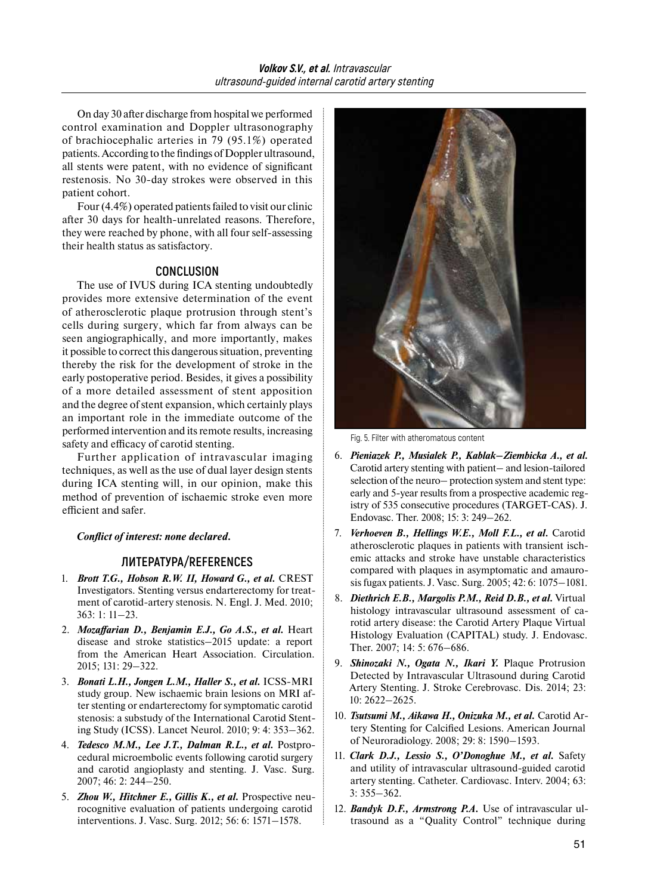On day 30 after discharge from hospital we performed control examination and Doppler ultrasonography of brachiocephalic arteries in 79 (95.1%) operated patients. According to the findings of Doppler ultrasound, all stents were patent, with no evidence of significant restenosis. No 30-day strokes were observed in this patient cohort.

Four (4.4%) operated patients failed to visit our clinic after 30 days for health-unrelated reasons. Therefore, they were reached by phone, with all four self-assessing their health status as satisfactory.

## CONCLUSION

The use of IVUS during ICA stenting undoubtedly provides more extensive determination of the event of atherosclerotic plaque protrusion through stent's cells during surgery, which far from always can be seen angiographically, and more importantly, makes it possible to correct this dangerous situation, preventing thereby the risk for the development of stroke in the early postoperative period. Besides, it gives a possibility of a more detailed assessment of stent apposition and the degree of stent expansion, which certainly plays an important role in the immediate outcome of the performed intervention and its remote results, increasing safety and efficacy of carotid stenting.

Further application of intravascular imaging techniques, as well as the use of dual layer design stents during ICA stenting will, in our opinion, make this method of prevention of ischaemic stroke even more efficient and safer.

***Conflict of interest: none declared.***

Fig. 5. Filter with atheromatous content

## ЛИТЕРАТУРА/REFERENCES

1. ***Brott T.G., Hobson R.W. II, Howard G., et al.*** CREST Investigators. Stenting versus endarterectomy for treatment of carotid-artery stenosis. N. Engl. J. Med. 2010; 363: 1: 11–23.
2. ***Mozaffarian D., Benjamin E.J., Go A.S., et al.*** Heart disease and stroke statistics–2015 update: a report from the American Heart Association. Circulation. 2015; 131: 29–322.
3. ***Bonati L.H., Jongen L.M., Haller S., et al.*** ICSS-MRI study group. New ischaemic brain lesions on MRI after stenting or endarterectomy for symptomatic carotid stenosis: a substudy of the International Carotid Stenting Study (ICSS). Lancet Neurol. 2010; 9: 4: 353–362.
4. ***Tedesco M.M., Lee J.T., Dalman R.L., et al.*** Postprocedural microembolic events following carotid surgery and carotid angioplasty and stenting. J. Vasc. Surg. 2007; 46: 2: 244–250.
5. ***Zhou W., Hitchner E., Gillis K., et al.*** Prospective neurocognitive evaluation of patients undergoing carotid interventions. J. Vasc. Surg. 2012; 56: 6: 1571–1578.
6. ***Pieniazek P., Musialek P., Kablak–Ziembicka A., et al.*** Carotid artery stenting with patient– and lesion-tailored selection of the neuro– protection system and stent type: early and 5-year results from a prospective academic registry of 535 consecutive procedures (TARGET-CAS). J. Endovasc. Ther. 2008; 15: 3: 249–262.
7. ***Verhoeven B., Hellings W.E., Moll F.L., et al.*** Carotid atherosclerotic plaques in patients with transient ischemic attacks and stroke have unstable characteristics compared with plaques in asymptomatic and amaurosis fugax patients. J. Vasc. Surg. 2005; 42: 6: 1075–1081.
8. ***Diethrich E.B., Margolis P.M., Reid D.B., et al.*** Virtual histology intravascular ultrasound assessment of carotid artery disease: the Carotid Artery Plaque Virtual Histology Evaluation (CAPITAL) study. J. Endovasc. Ther. 2007; 14: 5: 676–686.
9. ***Shinozaki N., Ogata N., Ikari Y.*** Plaque Protrusion Detected by Intravascular Ultrasound during Carotid Artery Stenting. J. Stroke Cerebrovasc. Dis. 2014; 23: 10: 2622–2625.
10. ***Tsutsumi M., Aikawa H., Onizuka M., et al.*** Carotid Artery Stenting for Calcified Lesions. American Journal of Neuroradiology. 2008; 29: 8: 1590–1593.
11. ***Clark D.J., Lessio S., O'Donoghue M., et al.*** Safety and utility of intravascular ultrasound-guided carotid artery stenting. Catheter. Cardiovasc. Interv. 2004; 63: 3: 355–362.
12. ***Bandyk D.F., Armstrong P.A.*** Use of intravascular ultrasound as a "Quality Control" technique during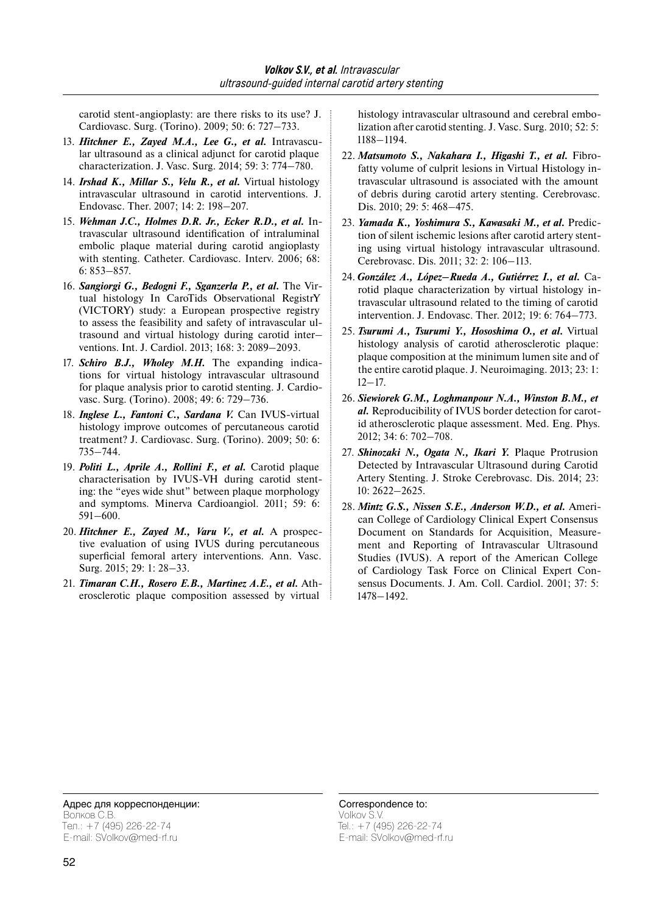carotid stent-angioplasty: are there risks to its use? J. Cardiovasc. Surg. (Torino). 2009; 50: 6: 727–733.

13. ***Hitchner E., Zayed M.A., Lee G., et al.*** Intravascular ultrasound as a clinical adjunct for carotid plaque characterization. J. Vasc. Surg. 2014; 59: 3: 774–780.
14. ***Irshad K., Millar S., Velu R., et al.*** Virtual histology intravascular ultrasound in carotid interventions. J. Endovasc. Ther. 2007; 14: 2: 198–207.
15. ***Wehman J.C., Holmes D.R. Jr., Ecker R.D., et al.*** Intravascular ultrasound identification of intraluminal embolic plaque material during carotid angioplasty with stenting. Catheter. Cardiovasc. Interv. 2006; 68: 6: 853–857.
16. ***Sangiorgi G., Bedogni F., Sganzerla P., et al.*** The Virtual histology In CaroTids Observational RegistrY (VICTORY) study: a European prospective registry to assess the feasibility and safety of intravascular ultrasound and virtual histology during carotid inter–ventions. Int. J. Cardiol. 2013; 168: 3: 2089–2093.
17. ***Schiro B.J., Wholey M.H.*** The expanding indications for virtual histology intravascular ultrasound for plaque analysis prior to carotid stenting. J. Cardiovasc. Surg. (Torino). 2008; 49: 6: 729–736.
18. ***Inglese L., Fantoni C., Sardana V.*** Can IVUS-virtual histology improve outcomes of percutaneous carotid treatment? J. Cardiovasc. Surg. (Torino). 2009; 50: 6: 735–744.
19. ***Politi L., Aprile A., Rollini F., et al.*** Carotid plaque characterisation by IVUS-VH during carotid stenting: the "eyes wide shut" between plaque morphology and symptoms. Minerva Cardioangiol. 2011; 59: 6: 591–600.
20. ***Hitchner E., Zayed M., Varu V., et al.*** A prospective evaluation of using IVUS during percutaneous superficial femoral artery interventions. Ann. Vasc. Surg. 2015; 29: 1: 28–33.
21. ***Timaran C.H., Rosero E.B., Martinez A.E., et al.*** Atherosclerotic plaque composition assessed by virtual histology intravascular ultrasound and cerebral embolization after carotid stenting. J. Vasc. Surg. 2010; 52: 5: 1188–1194.
22. ***Matsumoto S., Nakahara I., Higashi T., et al.*** Fibro-fatty volume of culprit lesions in Virtual Histology intravascular ultrasound is associated with the amount of debris during carotid artery stenting. Cerebrovasc. Dis. 2010; 29: 5: 468–475.
23. ***Yamada K., Yoshimura S., Kawasaki M., et al.*** Prediction of silent ischemic lesions after carotid artery stenting using virtual histology intravascular ultrasound. Cerebrovasc. Dis. 2011; 32: 2: 106–113.
24. ***González A., López–Rueda A., Gutiérrez I., et al.*** Carotid plaque characterization by virtual histology intravascular ultrasound related to the timing of carotid intervention. J. Endovasc. Ther. 2012; 19: 6: 764–773.
25. ***Tsurumi A., Tsurumi Y., Hososhima O., et al.*** Virtual histology analysis of carotid atherosclerotic plaque: plaque composition at the minimum lumen site and of the entire carotid plaque. J. Neuroimaging. 2013; 23: 1: 12–17.
26. ***Siewiorek G.M., Loghmanpour N.A., Winston B.M., et al.*** Reproducibility of IVUS border detection for carotid atherosclerotic plaque assessment. Med. Eng. Phys. 2012; 34: 6: 702–708.
27. ***Shinozaki N., Ogata N., Ikari Y.*** Plaque Protrusion Detected by Intravascular Ultrasound during Carotid Artery Stenting. J. Stroke Cerebrovasc. Dis. 2014; 23: 10: 2622–2625.
28. ***Mintz G.S., Nissen S.E., Anderson W.D., et al.*** American College of Cardiology Clinical Expert Consensus Document on Standards for Acquisition, Measurement and Reporting of Intravascular Ultrasound Studies (IVUS). A report of the American College of Cardiology Task Force on Clinical Expert Consensus Documents. J. Am. Coll. Cardiol. 2001; 37: 5: 1478–1492.

Адрес для корреспонденции:
Волков С.В.
Тел.: +7 (495) 226-22-74
E-mail: SVolkov@med-rf.ru

Correspondence to:
Volkov S.V.
Tel.: +7 (495) 226-22-74
E-mail: SVolkov@med-rf.ru